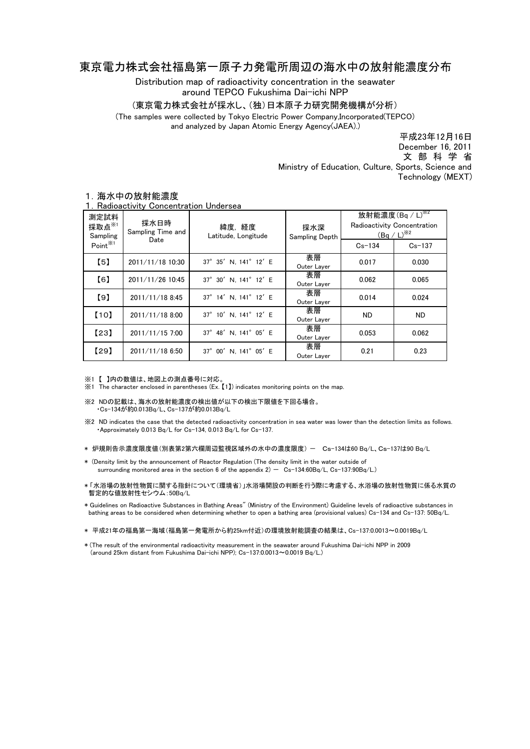# 東京電力株式会社福島第一原子力発電所周辺の海水中の放射能濃度分布

Distribution map of radioactivity concentration in the seawater around TEPCO Fukushima Dai-ichi NPP

（東京電力株式会社が採水し、(独)日本原子力研究開発機構が分析）

(The samples were collected by Tokyo Electric Power Company,Incorporated(TEPCO) and analyzed by Japan Atomic Energy Agency(JAEA).)

平成23年12月16日
December 16, 2011
文 部 科 学 省
Ministry of Education, Culture, Sports, Science and Technology (MEXT)

## 1．海水中の放射能濃度
## 1．Radioactivity Concentration Undersea

| 測定試料採取点※1 Sampling Point※1 | 採取日時 Sampling Time and Date | 緯度，経度 Latitude, Longitude | 採水深 Sampling Depth | 放射能濃度(Bq / L)※2 Radioactivity Concentration (Bq / L)※2 | |
|---|---|---|---|---|---|
| | | | | Cs-134 | Cs-137 |
| 【5】 | 2011/11/18 10:30 | 37° 35′ N, 141° 12′ E | 表層 Outer Layer | 0.017 | 0.030 |
| 【6】 | 2011/11/26 10:45 | 37° 30′ N, 141° 12′ E | 表層 Outer Layer | 0.062 | 0.065 |
| 【9】 | 2011/11/18 8:45 | 37° 14′ N, 141° 12′ E | 表層 Outer Layer | 0.014 | 0.024 |
| 【10】 | 2011/11/18 8:00 | 37° 10′ N, 141° 12′ E | 表層 Outer Layer | ND | ND |
| 【23】 | 2011/11/15 7:00 | 37° 48′ N, 141° 05′ E | 表層 Outer Layer | 0.053 | 0.062 |
| 【29】 | 2011/11/18 6:50 | 37° 00′ N, 141° 05′ E | 表層 Outer Layer | 0.21 | 0.23 |

※1 【 】内の数値は、地図上の測点番号に対応。
※1 The character enclosed in parentheses (Ex.【1】) indicates monitoring points on the map.

※2 NDの記載は、海水の放射能濃度の検出値が以下の検出下限値を下回る場合。
・Cs-134が約0.013Bq/L、Cs-137が約0.013Bq/L

※2 ND indicates the case that the detected radioactivity concentration in sea water was lower than the detection limits as follows.
・Approximately 0.013 Bq/L for Cs-134, 0.013 Bq/L for Cs-137.

* 炉規則告示濃度限度値（別表第2第六欄周辺監視区域外の水中の濃度限度） － Cs-134は60 Bq/L、Cs-137は90 Bq/L

* (Density limit by the announcement of Reactor Regulation (The density limit in the water outside of surrounding monitored area in the section 6 of the appendix 2) － Cs-134:60Bq/L, Cs-137:90Bq/L.)

*「水浴場の放射性物質に関する指針について（環境省）」水浴場開設の判断を行う際に考慮する、水浴場の放射性物質に係る水質の暫定的な値放射性セシウム：50Bq/L

* Guidelines on Radioactive Substances in Bathing Areas" (Ministry of the Environment) Guideline levels of radioactive substances in bathing areas to be considered when determining whether to open a bathing area (provisional values) Cs-134 and Cs-137: 50Bq/L.

* 平成21年の福島第一海域（福島第一発電所から約25km付近）の環境放射能調査の結果は、Cs-137:0.0013～0.0019Bq/L

* (The result of the environmental radioactivity measurement in the seawater around Fukushima Dai-ichi NPP in 2009 (around 25km distant from Fukushima Dai-ichi NPP); Cs-137:0.0013～0.0019 Bq/L.)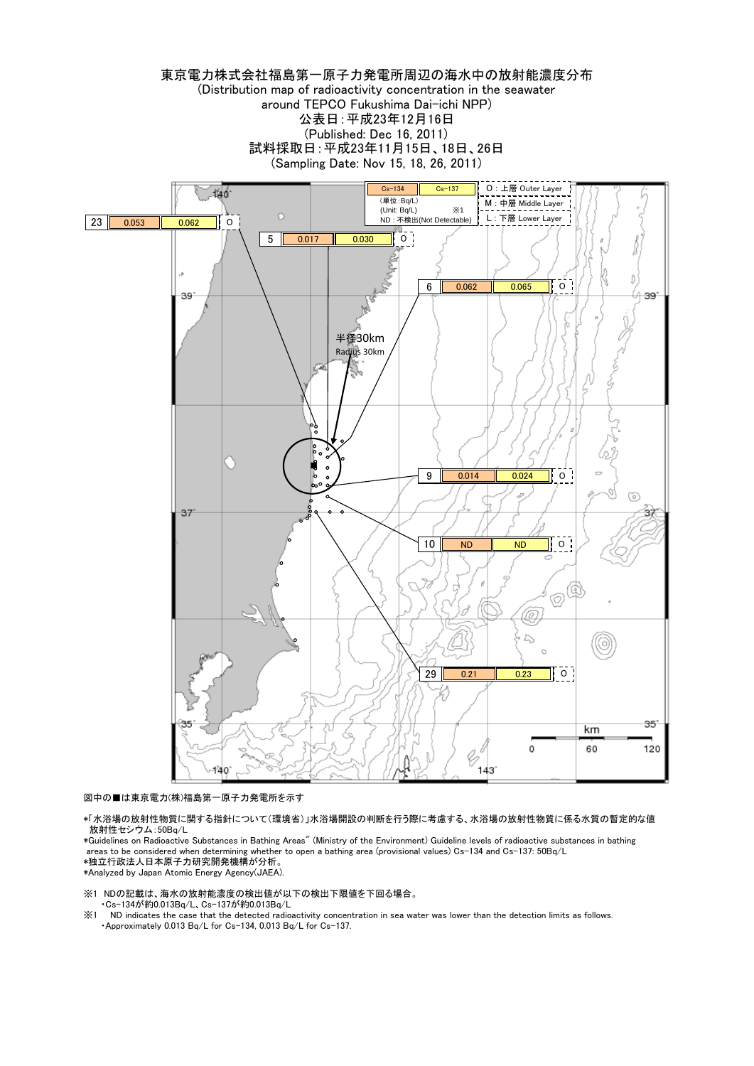# 東京電力株式会社福島第一原子力発電所周辺の海水中の放射能濃度分布

(Distribution map of radioactivity concentration in the seawater around TEPCO Fukushima Dai-ichi NPP)

公表日：平成23年12月16日
(Published: Dec 16, 2011)

試料採取日：平成23年11月15日、18日、26日
(Sampling Date: Nov 15, 18, 26, 2011)

| Cs-134 | Cs-137 | O：上層 Outer Layer |
|---|---|---|
| (単位：Bq/L) (Unit: Bq/L) ND：不検出(Not Detectable) ※1 | | M：中層 Middle Layer |
| | | L：下層 Lower Layer |

| 地点 | Cs-134 | Cs-137 | 層 |
|---|---|---|---|
| 23 | 0.053 | 0.062 | O |
| 5 | 0.017 | 0.030 | O |
| 6 | 0.062 | 0.065 | O |
| 9 | 0.014 | 0.024 | O |
| 10 | ND | ND | O |
| 29 | 0.21 | 0.23 | O |

半径30km
Radius 30km

図中の■は東京電力(株)福島第一原子力発電所を示す

*「水浴場の放射性物質に関する指針について（環境省）」水浴場開設の判断を行う際に考慮する、水浴場の放射性物質に係る水質の暫定的な値 放射性セシウム：50Bq/L
*Guidelines on Radioactive Substances in Bathing Areas" (Ministry of the Environment) Guideline levels of radioactive substances in bathing areas to be considered when determining whether to open a bathing area (provisional values) Cs-134 and Cs-137: 50Bq/L
*独立行政法人日本原子力研究開発機構が分析。
*Analyzed by Japan Atomic Energy Agency(JAEA).

※1 NDの記載は、海水の放射能濃度の検出値が以下の検出下限値を下回る場合。
・Cs-134が約0.013Bq/L、Cs-137が約0.013Bq/L
※1 ND indicates the case that the detected radioactivity concentration in sea water was lower than the detection limits as follows.
・Approximately 0.013 Bq/L for Cs-134, 0.013 Bq/L for Cs-137.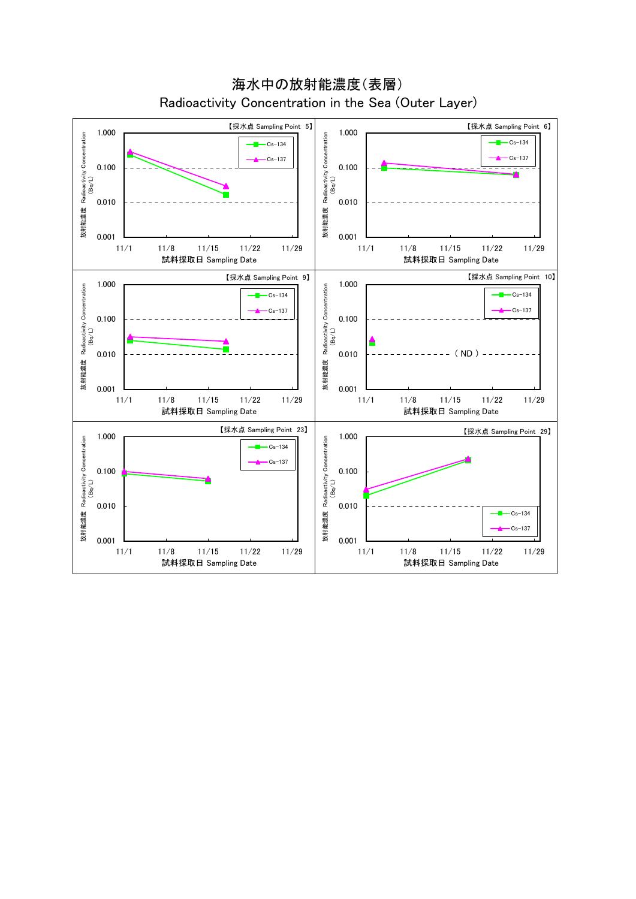# 海水中の放射能濃度(表層)
Radioactivity Concentration in the Sea (Outer Layer)

【採水点 Sampling Point 5】

放射能濃度 Radioactivity Concentration (Bq/L)

1.000
0.100
0.010
0.001

11/1 11/8 11/15 11/22 11/29

試料採取日 Sampling Date

Cs-134
Cs-137

【採水点 Sampling Point 6】

放射能濃度 Radioactivity Concentration (Bq/L)

1.000
0.100
0.010
0.001

11/1 11/8 11/15 11/22 11/29

試料採取日 Sampling Date

Cs-134
Cs-137

【採水点 Sampling Point 9】

放射能濃度 Radioactivity Concentration (Bq/L)

1.000
0.100
0.010
0.001

11/1 11/8 11/15 11/22 11/29

試料採取日 Sampling Date

Cs-134
Cs-137

【採水点 Sampling Point 10】

放射能濃度 Radioactivity Concentration (Bq/L)

1.000
0.100
0.010
0.001

( ND )

11/1 11/8 11/15 11/22 11/29

試料採取日 Sampling Date

Cs-134
Cs-137

【採水点 Sampling Point 23】

放射能濃度 Radioactivity Concentration (Bq/L)

1.000
0.100
0.010
0.001

11/1 11/8 11/15 11/22 11/29

試料採取日 Sampling Date

Cs-134
Cs-137

【採水点 Sampling Point 29】

放射能濃度 Radioactivity Concentration (Bq/L)

1.000
0.100
0.010
0.001

11/1 11/8 11/15 11/22 11/29

試料採取日 Sampling Date

Cs-134
Cs-137